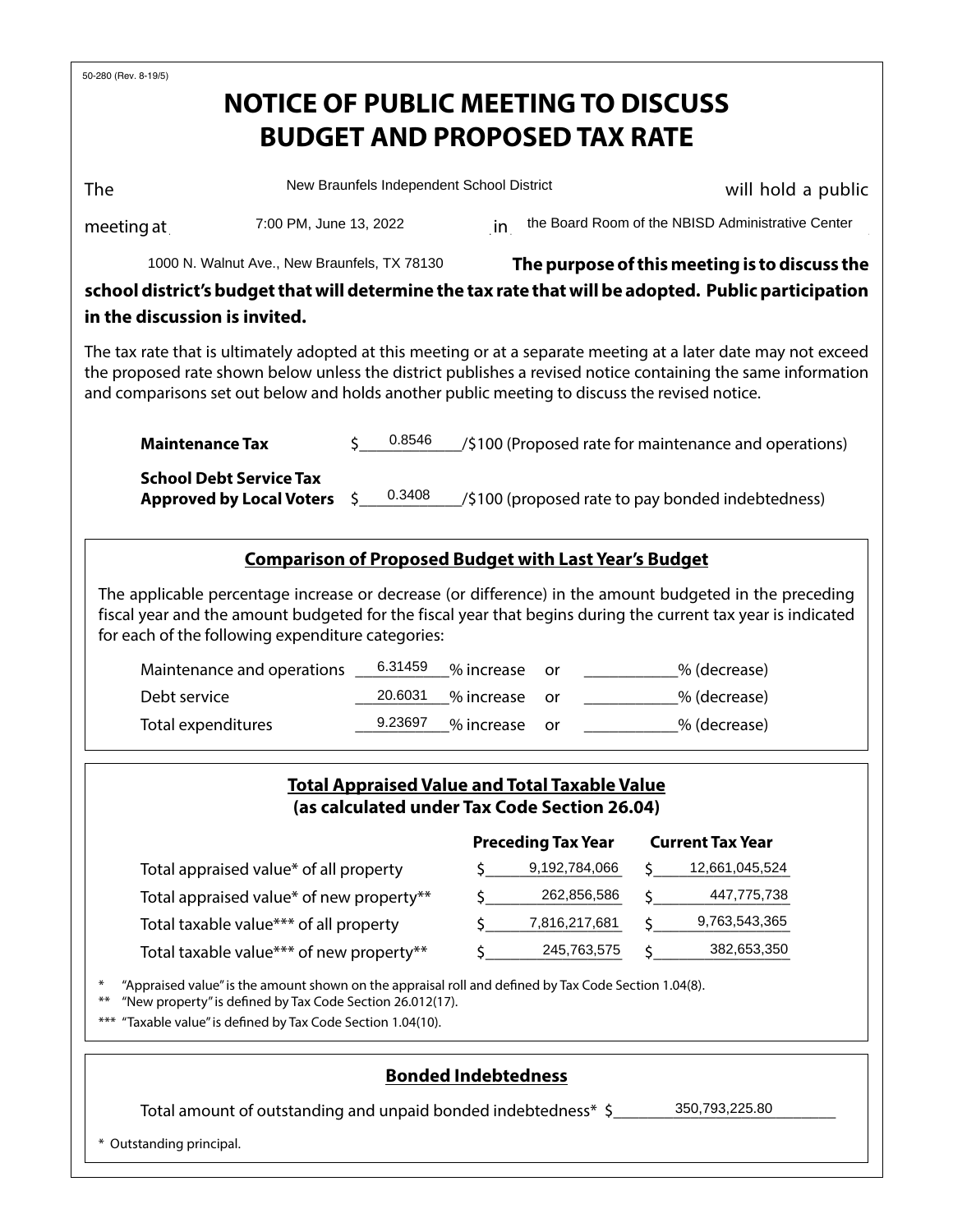50-280 (Rev. 8-19/5)

# NOTICE OF PUBLIC MEETING TO DISCUSS BUDGET AND PROPOSED TAX RATE

The New Braunfels Independent School District will hold a public meeting at 7:00 PM, June 13, 2022 in the Board Room of the NBISD Administrative Center 1000 N. Walnut Ave., New Braunfels, TX 78130 **The purpose of this meeting is to discuss the school district's budget that will determine the tax rate that will be adopted. Public participation in the discussion is invited.**

The tax rate that is ultimately adopted at this meeting or at a separate meeting at a later date may not exceed the proposed rate shown below unless the district publishes a revised notice containing the same information and comparisons set out below and holds another public meeting to discuss the revised notice.

**Maintenance Tax** $ 0.8546 /$100 (Proposed rate for maintenance and operations)

**School Debt Service Tax Approved by Local Voters** $ 0.3408 /$100 (proposed rate to pay bonded indebtedness)

## Comparison of Proposed Budget with Last Year's Budget

The applicable percentage increase or decrease (or difference) in the amount budgeted in the preceding fiscal year and the amount budgeted for the fiscal year that begins during the current tax year is indicated for each of the following expenditure categories:

| Category | % increase | or | % (decrease) |
|---|---|---|---|
| Maintenance and operations | 6.31459 % increase | or | ___ % (decrease) |
| Debt service | 20.6031 % increase | or | ___ % (decrease) |
| Total expenditures | 9.23697 % increase | or | ___ % (decrease) |

## Total Appraised Value and Total Taxable Value (as calculated under Tax Code Section 26.04)

| | Preceding Tax Year | Current Tax Year |
|---|---|---|
| Total appraised value* of all property | $ 9,192,784,066 | $ 12,661,045,524 |
| Total appraised value* of new property** | $ 262,856,586 | $ 447,775,738 |
| Total taxable value*** of all property | $ 7,816,217,681 | $ 9,763,543,365 |
| Total taxable value*** of new property** | $ 245,763,575 | $ 382,653,350 |

\* "Appraised value" is the amount shown on the appraisal roll and defined by Tax Code Section 1.04(8).

** "New property" is defined by Tax Code Section 26.012(17).

*** "Taxable value" is defined by Tax Code Section 1.04(10).

## Bonded Indebtedness

Total amount of outstanding and unpaid bonded indebtedness* $ 350,793,225.80

\* Outstanding principal.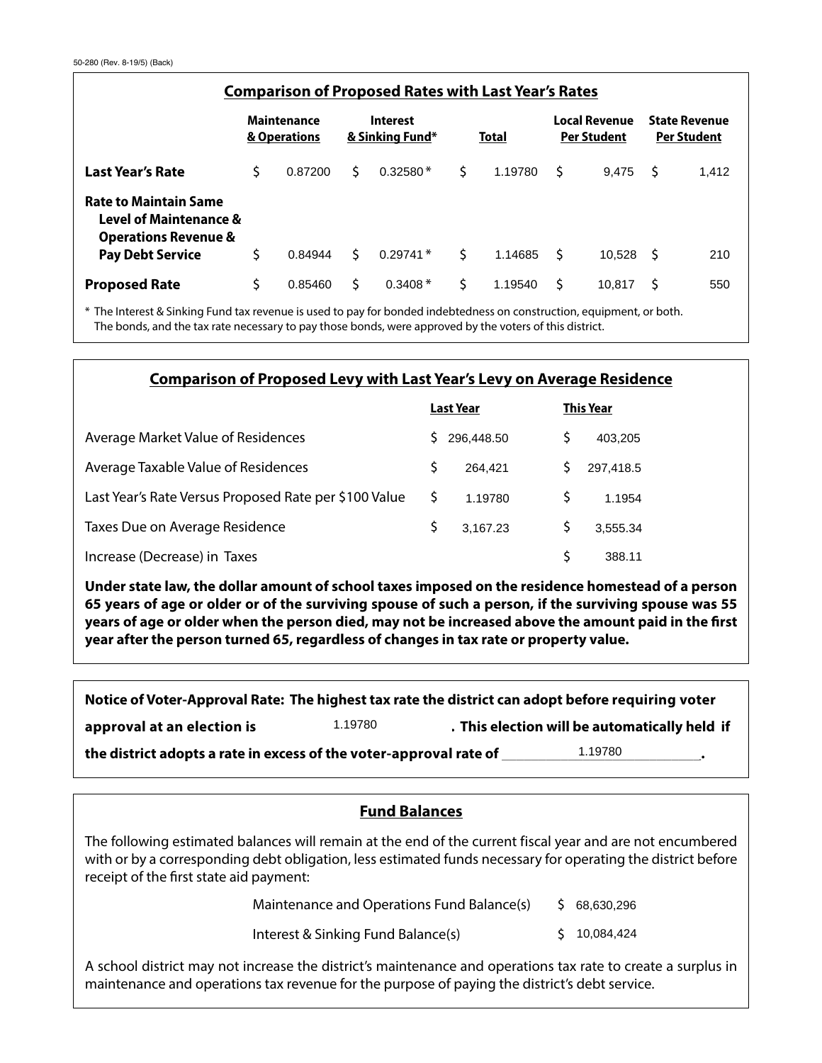50-280 (Rev. 8-19/5) (Back)

## Comparison of Proposed Rates with Last Year's Rates

| | Maintenance & Operations | Interest & Sinking Fund* | Total | Local Revenue Per Student | State Revenue Per Student |
|---|---|---|---|---|---|
| **Last Year's Rate** | $ 0.87200 | $ 0.32580 * | $ 1.19780 | $ 9,475 | $ 1,412 |
| **Rate to Maintain Same Level of Maintenance & Operations Revenue & Pay Debt Service** | $ 0.84944 | $ 0.29741 * | $ 1.14685 | $ 10,528 | $ 210 |
| **Proposed Rate** | $ 0.85460 | $ 0.3408 * | $ 1.19540 | $ 10,817 | $ 550 |

\* The Interest & Sinking Fund tax revenue is used to pay for bonded indebtedness on construction, equipment, or both. The bonds, and the tax rate necessary to pay those bonds, were approved by the voters of this district.

## Comparison of Proposed Levy with Last Year's Levy on Average Residence

| | Last Year | This Year |
|---|---|---|
| Average Market Value of Residences | $ 296,448.50 | $ 403,205 |
| Average Taxable Value of Residences | $ 264,421 | $ 297,418.5 |
| Last Year's Rate Versus Proposed Rate per $100 Value | $ 1.19780 | $ 1.1954 |
| Taxes Due on Average Residence | $ 3,167.23 | $ 3,555.34 |
| Increase (Decrease) in Taxes | | $ 388.11 |

**Under state law, the dollar amount of school taxes imposed on the residence homestead of a person 65 years of age or older or of the surviving spouse of such a person, if the surviving spouse was 55 years of age or older when the person died, may not be increased above the amount paid in the first year after the person turned 65, regardless of changes in tax rate or property value.**

**Notice of Voter-Approval Rate: The highest tax rate the district can adopt before requiring voter approval at an election is** 1.19780 **. This election will be automatically held if the district adopts a rate in excess of the voter-approval rate of** 1.19780**.**

## Fund Balances

The following estimated balances will remain at the end of the current fiscal year and are not encumbered with or by a corresponding debt obligation, less estimated funds necessary for operating the district before receipt of the first state aid payment:

| | |
|---|---|
| Maintenance and Operations Fund Balance(s) | $ 68,630,296 |
| Interest & Sinking Fund Balance(s) | $ 10,084,424 |

A school district may not increase the district's maintenance and operations tax rate to create a surplus in maintenance and operations tax revenue for the purpose of paying the district's debt service.